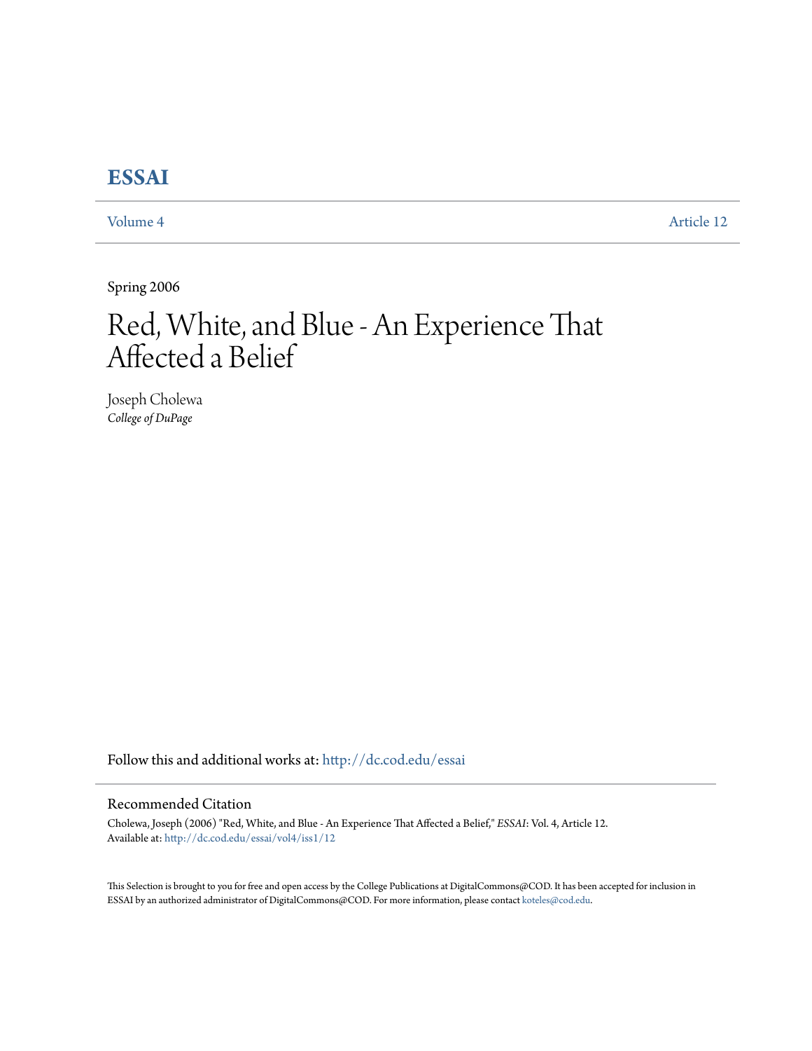# ESSAI

Volume 4 Article 12

Spring 2006

# Red, White, and Blue - An Experience That Affected a Belief

Joseph Cholewa
*College of DuPage*

Follow this and additional works at: http://dc.cod.edu/essai

## Recommended Citation

Cholewa, Joseph (2006) "Red, White, and Blue - An Experience That Affected a Belief," *ESSAI*: Vol. 4, Article 12.
Available at: http://dc.cod.edu/essai/vol4/iss1/12

This Selection is brought to you for free and open access by the College Publications at DigitalCommons@COD. It has been accepted for inclusion in ESSAI by an authorized administrator of DigitalCommons@COD. For more information, please contact koteles@cod.edu.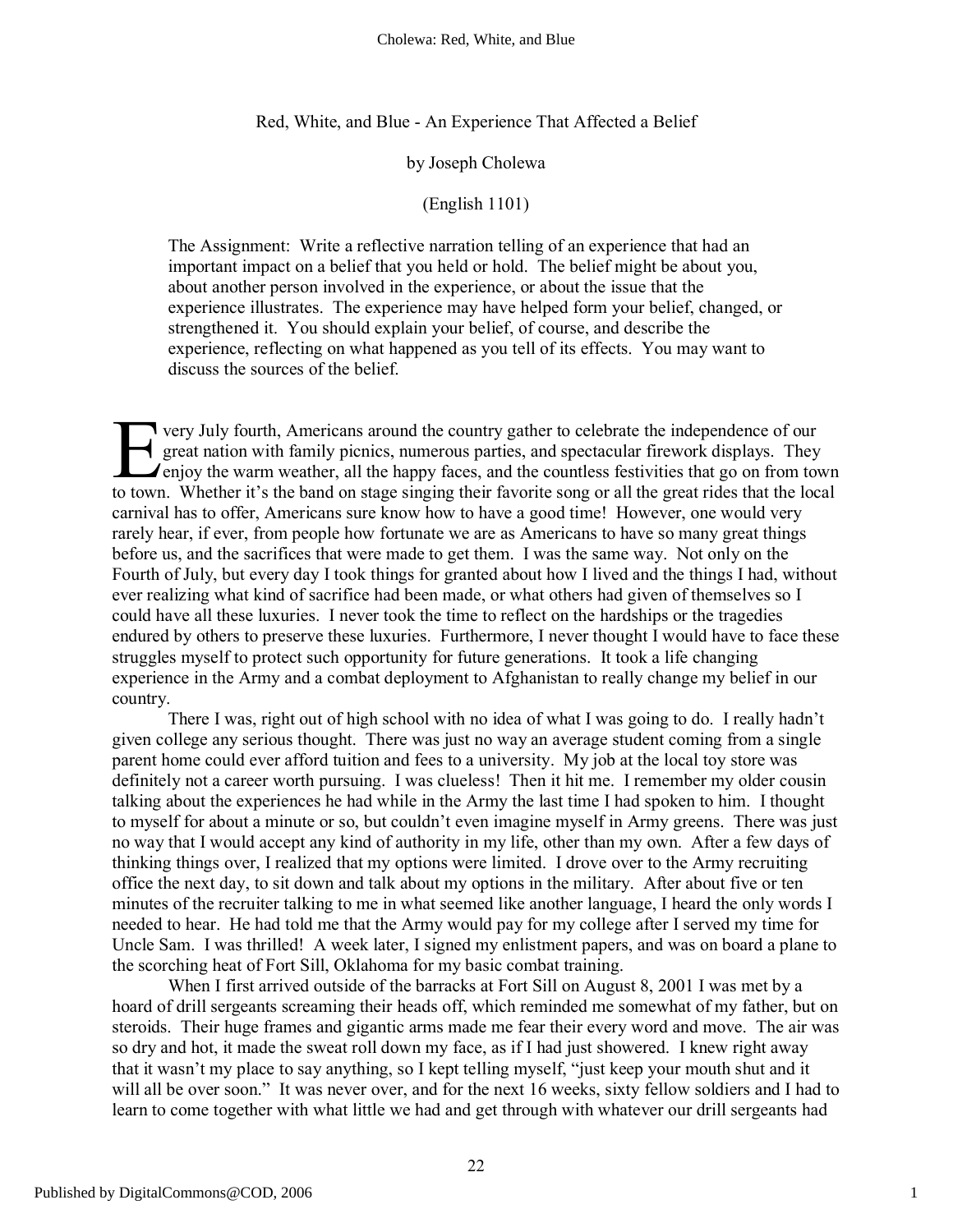Red, White, and Blue - An Experience That Affected a Belief

by Joseph Cholewa

(English 1101)

> The Assignment: Write a reflective narration telling of an experience that had an important impact on a belief that you held or hold. The belief might be about you, about another person involved in the experience, or about the issue that the experience illustrates. The experience may have helped form your belief, changed, or strengthened it. You should explain your belief, of course, and describe the experience, reflecting on what happened as you tell of its effects. You may want to discuss the sources of the belief.

Every July fourth, Americans around the country gather to celebrate the independence of our great nation with family picnics, numerous parties, and spectacular firework displays. They enjoy the warm weather, all the happy faces, and the countless festivities that go on from town to town. Whether it's the band on stage singing their favorite song or all the great rides that the local carnival has to offer, Americans sure know how to have a good time! However, one would very rarely hear, if ever, from people how fortunate we are as Americans to have so many great things before us, and the sacrifices that were made to get them. I was the same way. Not only on the Fourth of July, but every day I took things for granted about how I lived and the things I had, without ever realizing what kind of sacrifice had been made, or what others had given of themselves so I could have all these luxuries. I never took the time to reflect on the hardships or the tragedies endured by others to preserve these luxuries. Furthermore, I never thought I would have to face these struggles myself to protect such opportunity for future generations. It took a life changing experience in the Army and a combat deployment to Afghanistan to really change my belief in our country.

There I was, right out of high school with no idea of what I was going to do. I really hadn't given college any serious thought. There was just no way an average student coming from a single parent home could ever afford tuition and fees to a university. My job at the local toy store was definitely not a career worth pursuing. I was clueless! Then it hit me. I remember my older cousin talking about the experiences he had while in the Army the last time I had spoken to him. I thought to myself for about a minute or so, but couldn't even imagine myself in Army greens. There was just no way that I would accept any kind of authority in my life, other than my own. After a few days of thinking things over, I realized that my options were limited. I drove over to the Army recruiting office the next day, to sit down and talk about my options in the military. After about five or ten minutes of the recruiter talking to me in what seemed like another language, I heard the only words I needed to hear. He had told me that the Army would pay for my college after I served my time for Uncle Sam. I was thrilled! A week later, I signed my enlistment papers, and was on board a plane to the scorching heat of Fort Sill, Oklahoma for my basic combat training.

When I first arrived outside of the barracks at Fort Sill on August 8, 2001 I was met by a hoard of drill sergeants screaming their heads off, which reminded me somewhat of my father, but on steroids. Their huge frames and gigantic arms made me fear their every word and move. The air was so dry and hot, it made the sweat roll down my face, as if I had just showered. I knew right away that it wasn't my place to say anything, so I kept telling myself, "just keep your mouth shut and it will all be over soon." It was never over, and for the next 16 weeks, sixty fellow soldiers and I had to learn to come together with what little we had and get through with whatever our drill sergeants had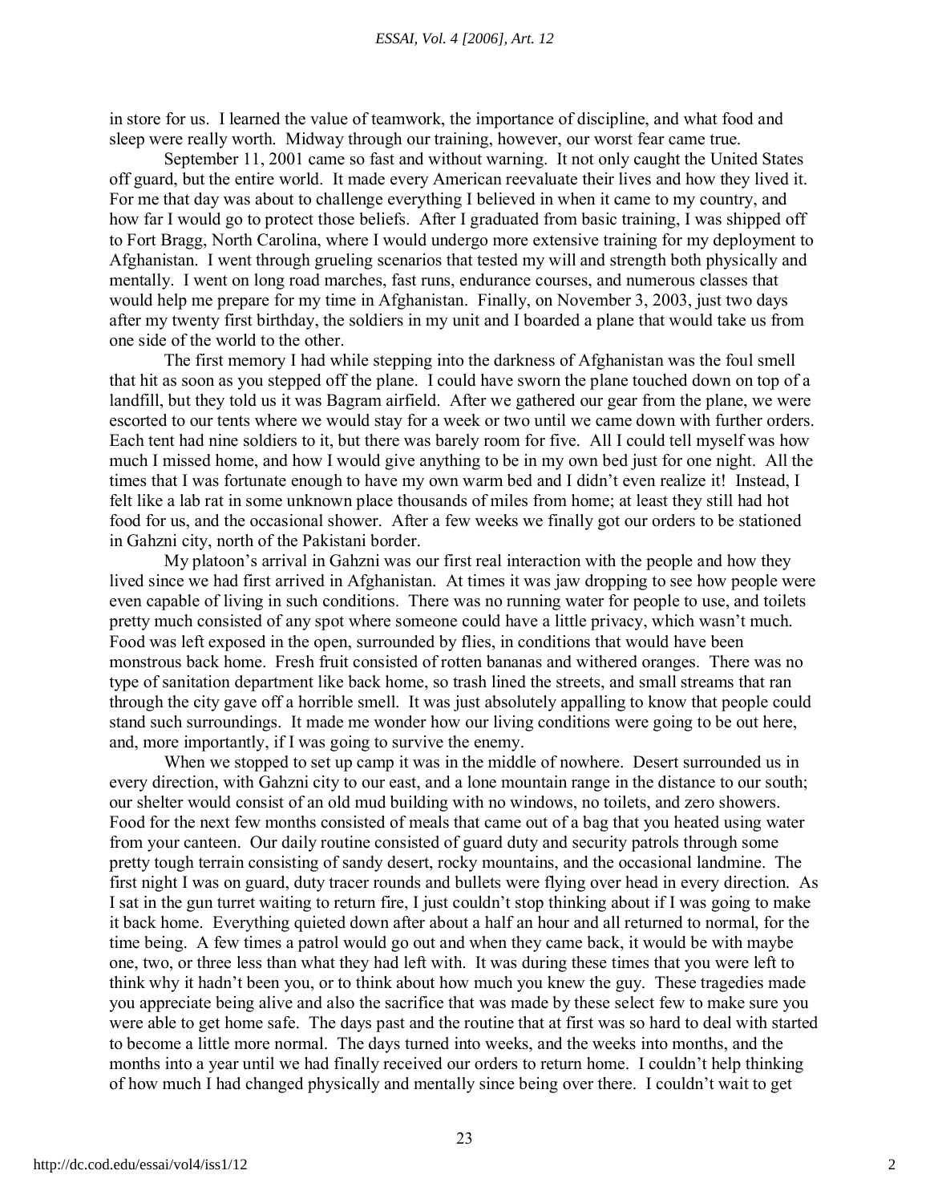in store for us. I learned the value of teamwork, the importance of discipline, and what food and sleep were really worth. Midway through our training, however, our worst fear came true.

September 11, 2001 came so fast and without warning. It not only caught the United States off guard, but the entire world. It made every American reevaluate their lives and how they lived it. For me that day was about to challenge everything I believed in when it came to my country, and how far I would go to protect those beliefs. After I graduated from basic training, I was shipped off to Fort Bragg, North Carolina, where I would undergo more extensive training for my deployment to Afghanistan. I went through grueling scenarios that tested my will and strength both physically and mentally. I went on long road marches, fast runs, endurance courses, and numerous classes that would help me prepare for my time in Afghanistan. Finally, on November 3, 2003, just two days after my twenty first birthday, the soldiers in my unit and I boarded a plane that would take us from one side of the world to the other.

The first memory I had while stepping into the darkness of Afghanistan was the foul smell that hit as soon as you stepped off the plane. I could have sworn the plane touched down on top of a landfill, but they told us it was Bagram airfield. After we gathered our gear from the plane, we were escorted to our tents where we would stay for a week or two until we came down with further orders. Each tent had nine soldiers to it, but there was barely room for five. All I could tell myself was how much I missed home, and how I would give anything to be in my own bed just for one night. All the times that I was fortunate enough to have my own warm bed and I didn't even realize it! Instead, I felt like a lab rat in some unknown place thousands of miles from home; at least they still had hot food for us, and the occasional shower. After a few weeks we finally got our orders to be stationed in Gahzni city, north of the Pakistani border.

My platoon's arrival in Gahzni was our first real interaction with the people and how they lived since we had first arrived in Afghanistan. At times it was jaw dropping to see how people were even capable of living in such conditions. There was no running water for people to use, and toilets pretty much consisted of any spot where someone could have a little privacy, which wasn't much. Food was left exposed in the open, surrounded by flies, in conditions that would have been monstrous back home. Fresh fruit consisted of rotten bananas and withered oranges. There was no type of sanitation department like back home, so trash lined the streets, and small streams that ran through the city gave off a horrible smell. It was just absolutely appalling to know that people could stand such surroundings. It made me wonder how our living conditions were going to be out here, and, more importantly, if I was going to survive the enemy.

When we stopped to set up camp it was in the middle of nowhere. Desert surrounded us in every direction, with Gahzni city to our east, and a lone mountain range in the distance to our south; our shelter would consist of an old mud building with no windows, no toilets, and zero showers. Food for the next few months consisted of meals that came out of a bag that you heated using water from your canteen. Our daily routine consisted of guard duty and security patrols through some pretty tough terrain consisting of sandy desert, rocky mountains, and the occasional landmine. The first night I was on guard, duty tracer rounds and bullets were flying over head in every direction. As I sat in the gun turret waiting to return fire, I just couldn't stop thinking about if I was going to make it back home. Everything quieted down after about a half an hour and all returned to normal, for the time being. A few times a patrol would go out and when they came back, it would be with maybe one, two, or three less than what they had left with. It was during these times that you were left to think why it hadn't been you, or to think about how much you knew the guy. These tragedies made you appreciate being alive and also the sacrifice that was made by these select few to make sure you were able to get home safe. The days past and the routine that at first was so hard to deal with started to become a little more normal. The days turned into weeks, and the weeks into months, and the months into a year until we had finally received our orders to return home. I couldn't help thinking of how much I had changed physically and mentally since being over there. I couldn't wait to get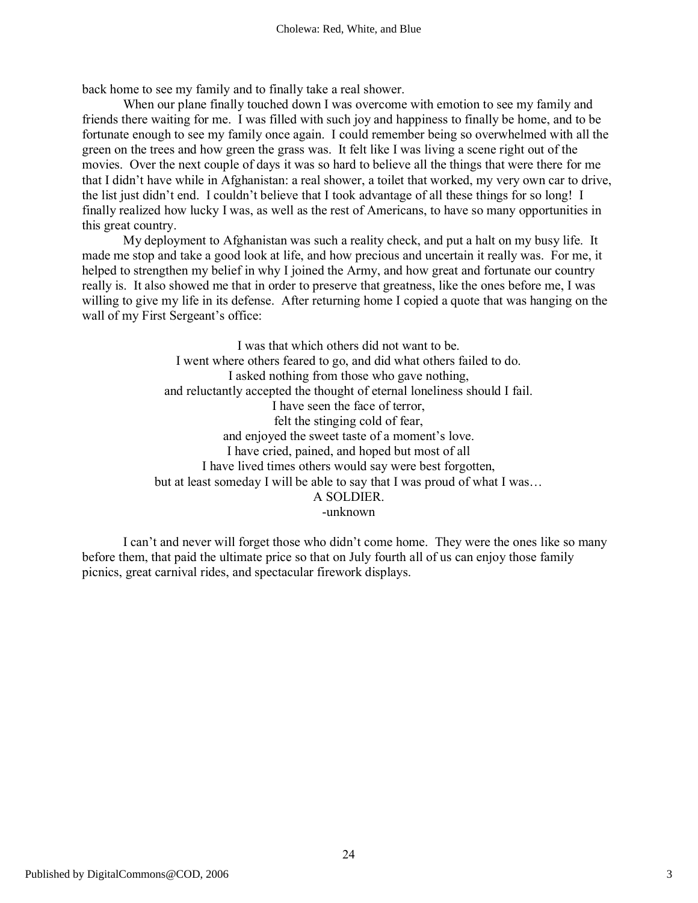back home to see my family and to finally take a real shower.

When our plane finally touched down I was overcome with emotion to see my family and friends there waiting for me. I was filled with such joy and happiness to finally be home, and to be fortunate enough to see my family once again. I could remember being so overwhelmed with all the green on the trees and how green the grass was. It felt like I was living a scene right out of the movies. Over the next couple of days it was so hard to believe all the things that were there for me that I didn't have while in Afghanistan: a real shower, a toilet that worked, my very own car to drive, the list just didn't end. I couldn't believe that I took advantage of all these things for so long! I finally realized how lucky I was, as well as the rest of Americans, to have so many opportunities in this great country.

My deployment to Afghanistan was such a reality check, and put a halt on my busy life. It made me stop and take a good look at life, and how precious and uncertain it really was. For me, it helped to strengthen my belief in why I joined the Army, and how great and fortunate our country really is. It also showed me that in order to preserve that greatness, like the ones before me, I was willing to give my life in its defense. After returning home I copied a quote that was hanging on the wall of my First Sergeant's office:

> I was that which others did not want to be.
> I went where others feared to go, and did what others failed to do.
> I asked nothing from those who gave nothing,
> and reluctantly accepted the thought of eternal loneliness should I fail.
> I have seen the face of terror,
> felt the stinging cold of fear,
> and enjoyed the sweet taste of a moment's love.
> I have cried, pained, and hoped but most of all
> I have lived times others would say were best forgotten,
> but at least someday I will be able to say that I was proud of what I was…
> A SOLDIER.
> -unknown

I can't and never will forget those who didn't come home. They were the ones like so many before them, that paid the ultimate price so that on July fourth all of us can enjoy those family picnics, great carnival rides, and spectacular firework displays.